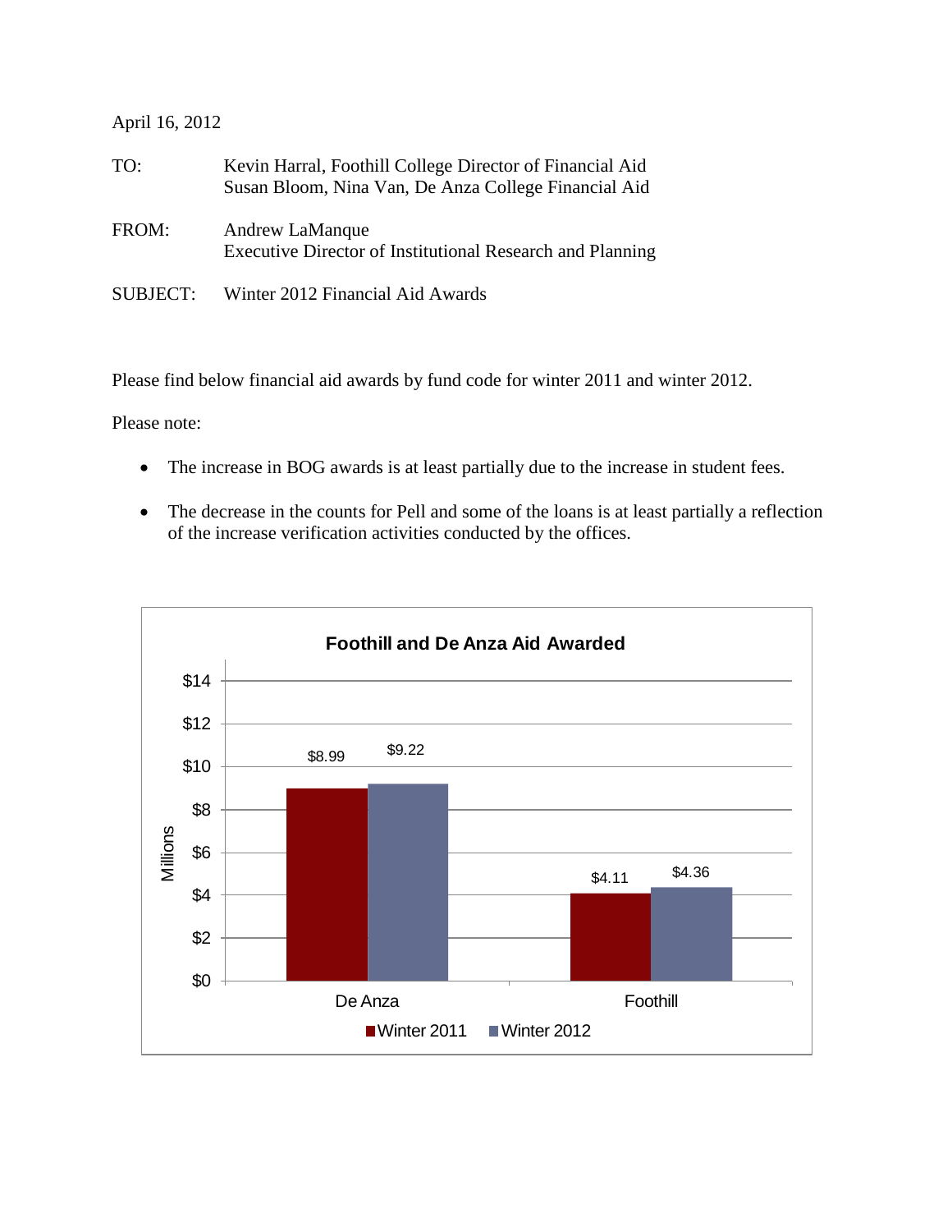April 16, 2012

TO: Kevin Harral, Foothill College Director of Financial Aid
Susan Bloom, Nina Van, De Anza College Financial Aid

FROM: Andrew LaManque
Executive Director of Institutional Research and Planning

SUBJECT: Winter 2012 Financial Aid Awards

Please find below financial aid awards by fund code for winter 2011 and winter 2012.

Please note:

- The increase in BOG awards is at least partially due to the increase in student fees.
- The decrease in the counts for Pell and some of the loans is at least partially a reflection of the increase verification activities conducted by the offices.

**Foothill and De Anza Aid Awarded**

| | Winter 2011 | Winter 2012 |
|---|---|---|
| De Anza | $8.99 | $9.22 |
| Foothill | $4.11 | $4.36 |

(Millions)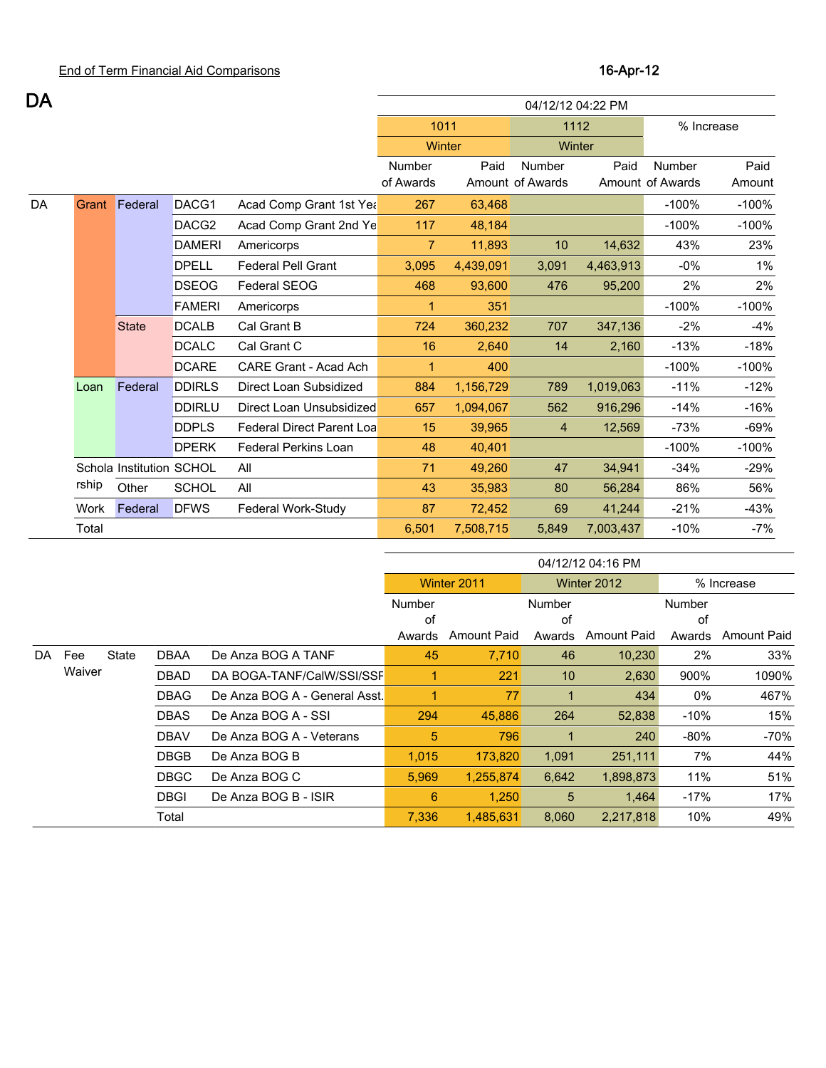End of Term Financial Aid Comparisons

16-Apr-12

# DA

| | | | | | 04/12/12 04:22 PM | | | | | |
|---|---|---|---|---|---|---|---|---|---|---|
| | | | | | 1011 | | 1112 | | % Increase | |
| | | | | | Winter | | Winter | | | |
| | | | | | Number of Awards | Paid Amount | Number of Awards | Paid Amount | Number of Awards | Paid Amount |
| DA | Grant | Federal | DACG1 | Acad Comp Grant 1st Yea | 267 | 63,468 | | | -100% | -100% |
| | | | DACG2 | Acad Comp Grant 2nd Ye | 117 | 48,184 | | | -100% | -100% |
| | | | DAMERI | Americorps | 7 | 11,893 | 10 | 14,632 | 43% | 23% |
| | | | DPELL | Federal Pell Grant | 3,095 | 4,439,091 | 3,091 | 4,463,913 | -0% | 1% |
| | | | DSEOG | Federal SEOG | 468 | 93,600 | 476 | 95,200 | 2% | 2% |
| | | | FAMERI | Americorps | 1 | 351 | | | -100% | -100% |
| | | State | DCALB | Cal Grant B | 724 | 360,232 | 707 | 347,136 | -2% | -4% |
| | | | DCALC | Cal Grant C | 16 | 2,640 | 14 | 2,160 | -13% | -18% |
| | | | DCARE | CARE Grant - Acad Ach | 1 | 400 | | | -100% | -100% |
| | Loan | Federal | DDIRLS | Direct Loan Subsidized | 884 | 1,156,729 | 789 | 1,019,063 | -11% | -12% |
| | | | DDIRLU | Direct Loan Unsubsidized | 657 | 1,094,067 | 562 | 916,296 | -14% | -16% |
| | | | DDPLS | Federal Direct Parent Loa | 15 | 39,965 | 4 | 12,569 | -73% | -69% |
| | | | DPERK | Federal Perkins Loan | 48 | 40,401 | | | -100% | -100% |
| | Scholarship | Institution | SCHOL | All | 71 | 49,260 | 47 | 34,941 | -34% | -29% |
| | | Other | SCHOL | All | 43 | 35,983 | 80 | 56,284 | 86% | 56% |
| | Work | Federal | DFWS | Federal Work-Study | 87 | 72,452 | 69 | 41,244 | -21% | -43% |
| | Total | | | | 6,501 | 7,508,715 | 5,849 | 7,003,437 | -10% | -7% |

| | | | | | 04/12/12 04:16 PM | | | | | |
|---|---|---|---|---|---|---|---|---|---|---|
| | | | | | Winter 2011 | | Winter 2012 | | % Increase | |
| | | | | | Number of Awards | Amount Paid | Number of Awards | Amount Paid | Number of Awards | Amount Paid |
| DA | Fee Waiver | State | DBAA | De Anza BOG A TANF | 45 | 7,710 | 46 | 10,230 | 2% | 33% |
| | | | DBAD | DA BOGA-TANF/CalW/SSI/SSF | 1 | 221 | 10 | 2,630 | 900% | 1090% |
| | | | DBAG | De Anza BOG A - General Asst. | 1 | 77 | 1 | 434 | 0% | 467% |
| | | | DBAS | De Anza BOG A - SSI | 294 | 45,886 | 264 | 52,838 | -10% | 15% |
| | | | DBAV | De Anza BOG A - Veterans | 5 | 796 | 1 | 240 | -80% | -70% |
| | | | DBGB | De Anza BOG B | 1,015 | 173,820 | 1,091 | 251,111 | 7% | 44% |
| | | | DBGC | De Anza BOG C | 5,969 | 1,255,874 | 6,642 | 1,898,873 | 11% | 51% |
| | | | DBGI | De Anza BOG B - ISIR | 6 | 1,250 | 5 | 1,464 | -17% | 17% |
| | | | Total | | 7,336 | 1,485,631 | 8,060 | 2,217,818 | 10% | 49% |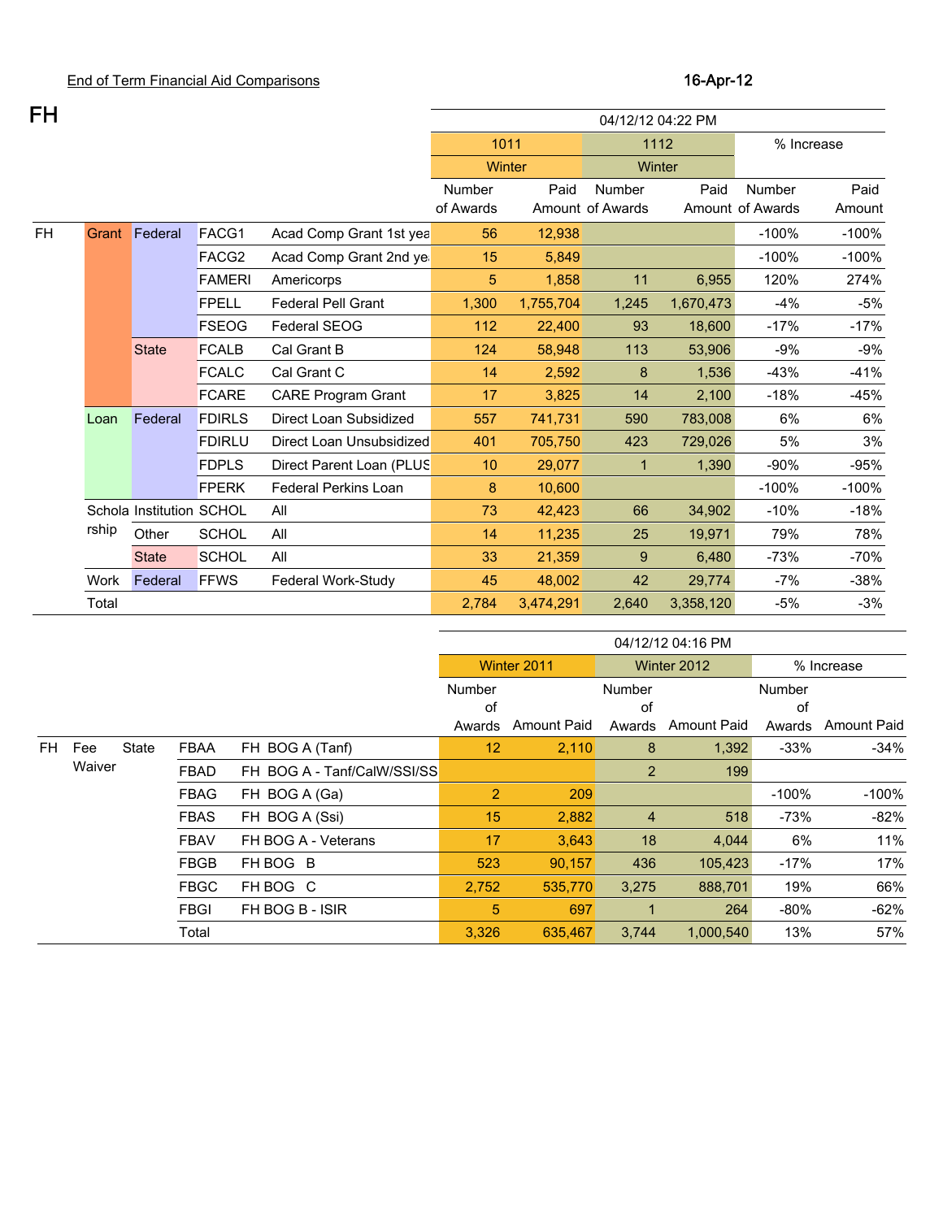End of Term Financial Aid Comparisons

16-Apr-12

# FH

| | | | | | 04/12/12 04:22 PM | | | | | |
|---|---|---|---|---|---|---|---|---|---|---|
| | | | | | 1011 | | 1112 | | % Increase | |
| | | | | | Winter | | Winter | | | |
| | | | | | Number of Awards | Paid Amount | Number of Awards | Paid Amount | Number of Awards | Paid Amount |
| FH | Grant | Federal | FACG1 | Acad Comp Grant 1st yea | 56 | 12,938 | | | -100% | -100% |
| | | | FACG2 | Acad Comp Grant 2nd ye | 15 | 5,849 | | | -100% | -100% |
| | | | FAMERI | Americorps | 5 | 1,858 | 11 | 6,955 | 120% | 274% |
| | | | FPELL | Federal Pell Grant | 1,300 | 1,755,704 | 1,245 | 1,670,473 | -4% | -5% |
| | | | FSEOG | Federal SEOG | 112 | 22,400 | 93 | 18,600 | -17% | -17% |
| | | State | FCALB | Cal Grant B | 124 | 58,948 | 113 | 53,906 | -9% | -9% |
| | | | FCALC | Cal Grant C | 14 | 2,592 | 8 | 1,536 | -43% | -41% |
| | | | FCARE | CARE Program Grant | 17 | 3,825 | 14 | 2,100 | -18% | -45% |
| | Loan | Federal | FDIRLS | Direct Loan Subsidized | 557 | 741,731 | 590 | 783,008 | 6% | 6% |
| | | | FDIRLU | Direct Loan Unsubsidized | 401 | 705,750 | 423 | 729,026 | 5% | 3% |
| | | | FDPLS | Direct Parent Loan (PLUS | 10 | 29,077 | 1 | 1,390 | -90% | -95% |
| | | | FPERK | Federal Perkins Loan | 8 | 10,600 | | | -100% | -100% |
| | Scholarship | Institution | SCHOL | All | 73 | 42,423 | 66 | 34,902 | -10% | -18% |
| | | Other | SCHOL | All | 14 | 11,235 | 25 | 19,971 | 79% | 78% |
| | | State | SCHOL | All | 33 | 21,359 | 9 | 6,480 | -73% | -70% |
| | Work | Federal | FFWS | Federal Work-Study | 45 | 48,002 | 42 | 29,774 | -7% | -38% |
| | Total | | | | 2,784 | 3,474,291 | 2,640 | 3,358,120 | -5% | -3% |

| | | | | | 04/12/12 04:16 PM | | | | | |
|---|---|---|---|---|---|---|---|---|---|---|
| | | | | | Winter 2011 | | Winter 2012 | | % Increase | |
| | | | | | Number of Awards | Amount Paid | Number of Awards | Amount Paid | Number of Awards | Amount Paid |
| FH | Fee Waiver | State | FBAA | FH BOG A (Tanf) | 12 | 2,110 | 8 | 1,392 | -33% | -34% |
| | | | FBAD | FH BOG A - Tanf/CalW/SSI/SS | | | 2 | 199 | | |
| | | | FBAG | FH BOG A (Ga) | 2 | 209 | | | -100% | -100% |
| | | | FBAS | FH BOG A (Ssi) | 15 | 2,882 | 4 | 518 | -73% | -82% |
| | | | FBAV | FH BOG A - Veterans | 17 | 3,643 | 18 | 4,044 | 6% | 11% |
| | | | FBGB | FH BOG B | 523 | 90,157 | 436 | 105,423 | -17% | 17% |
| | | | FBGC | FH BOG C | 2,752 | 535,770 | 3,275 | 888,701 | 19% | 66% |
| | | | FBGI | FH BOG B - ISIR | 5 | 697 | 1 | 264 | -80% | -62% |
| | | | Total | | 3,326 | 635,467 | 3,744 | 1,000,540 | 13% | 57% |